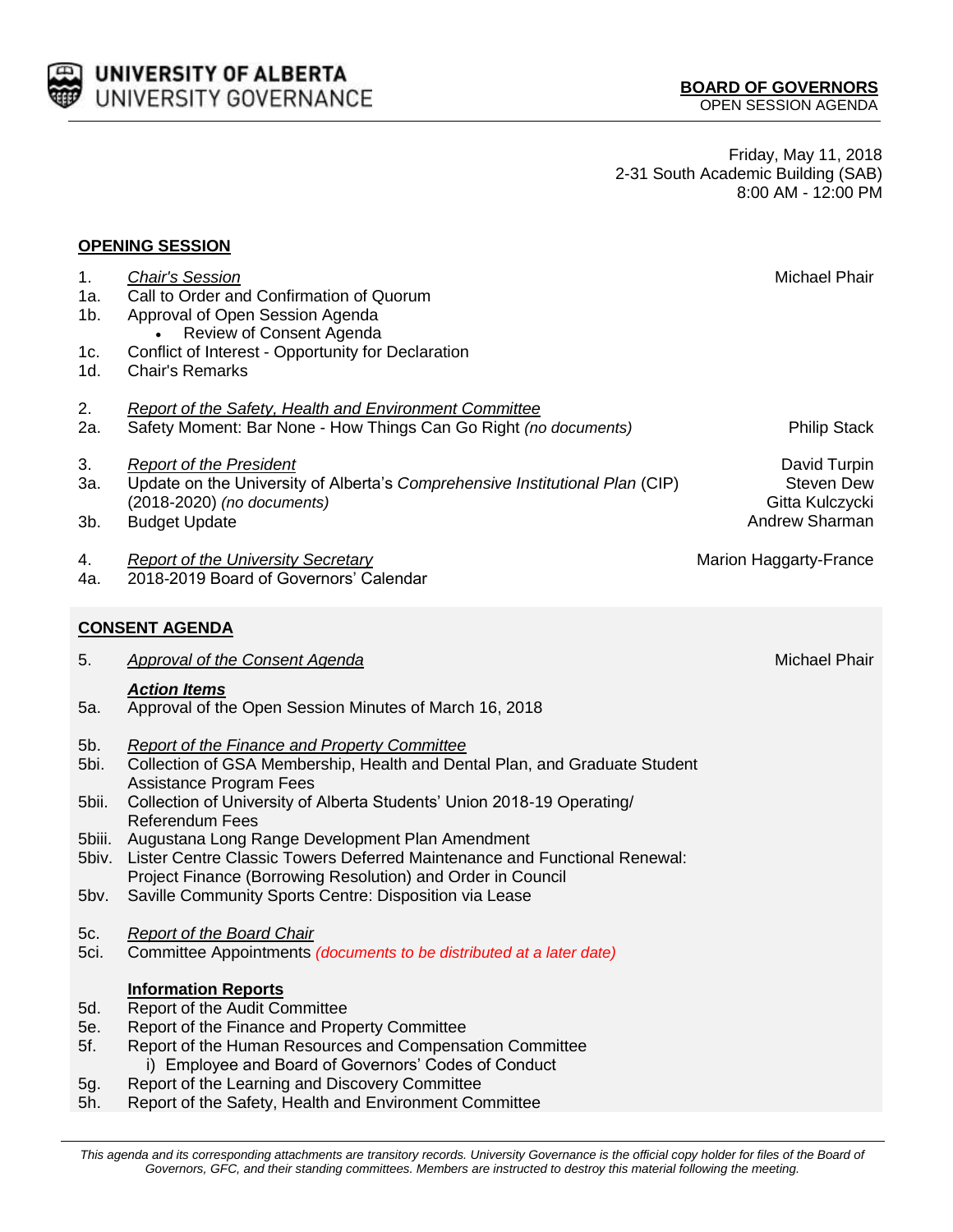UNIVERSITY OF ALBERTA
UNIVERSITY GOVERNANCE

**BOARD OF GOVERNORS**
OPEN SESSION AGENDA

Friday, May 11, 2018
2-31 South Academic Building (SAB)
8:00 AM - 12:00 PM

## OPENING SESSION

1. *Chair's Session* — Michael Phair
   - 1a. Call to Order and Confirmation of Quorum
   - 1b. Approval of Open Session Agenda
     - Review of Consent Agenda
   - 1c. Conflict of Interest - Opportunity for Declaration
   - 1d. Chair's Remarks

2. *Report of the Safety, Health and Environment Committee*
   - 2a. Safety Moment: Bar None - How Things Can Go Right *(no documents)* — Philip Stack

3. *Report of the President* — David Turpin, Steven Dew, Gitta Kulczycki, Andrew Sharman
   - 3a. Update on the University of Alberta's *Comprehensive Institutional Plan* (CIP) (2018-2020) *(no documents)*
   - 3b. Budget Update

4. *Report of the University Secretary* — Marion Haggarty-France
   - 4a. 2018-2019 Board of Governors' Calendar

## CONSENT AGENDA

5. *Approval of the Consent Agenda* — Michael Phair

   ***Action Items***
   - 5a. Approval of the Open Session Minutes of March 16, 2018
   - 5b. *Report of the Finance and Property Committee*
     - 5bi. Collection of GSA Membership, Health and Dental Plan, and Graduate Student Assistance Program Fees
     - 5bii. Collection of University of Alberta Students' Union 2018-19 Operating/ Referendum Fees
     - 5biii. Augustana Long Range Development Plan Amendment
     - 5biv. Lister Centre Classic Towers Deferred Maintenance and Functional Renewal: Project Finance (Borrowing Resolution) and Order in Council
     - 5bv. Saville Community Sports Centre: Disposition via Lease
   - 5c. *Report of the Board Chair*
     - 5ci. Committee Appointments *(documents to be distributed at a later date)*

   **Information Reports**
   - 5d. Report of the Audit Committee
   - 5e. Report of the Finance and Property Committee
   - 5f. Report of the Human Resources and Compensation Committee
     - i) Employee and Board of Governors' Codes of Conduct
   - 5g. Report of the Learning and Discovery Committee
   - 5h. Report of the Safety, Health and Environment Committee

*This agenda and its corresponding attachments are transitory records. University Governance is the official copy holder for files of the Board of Governors, GFC, and their standing committees. Members are instructed to destroy this material following the meeting.*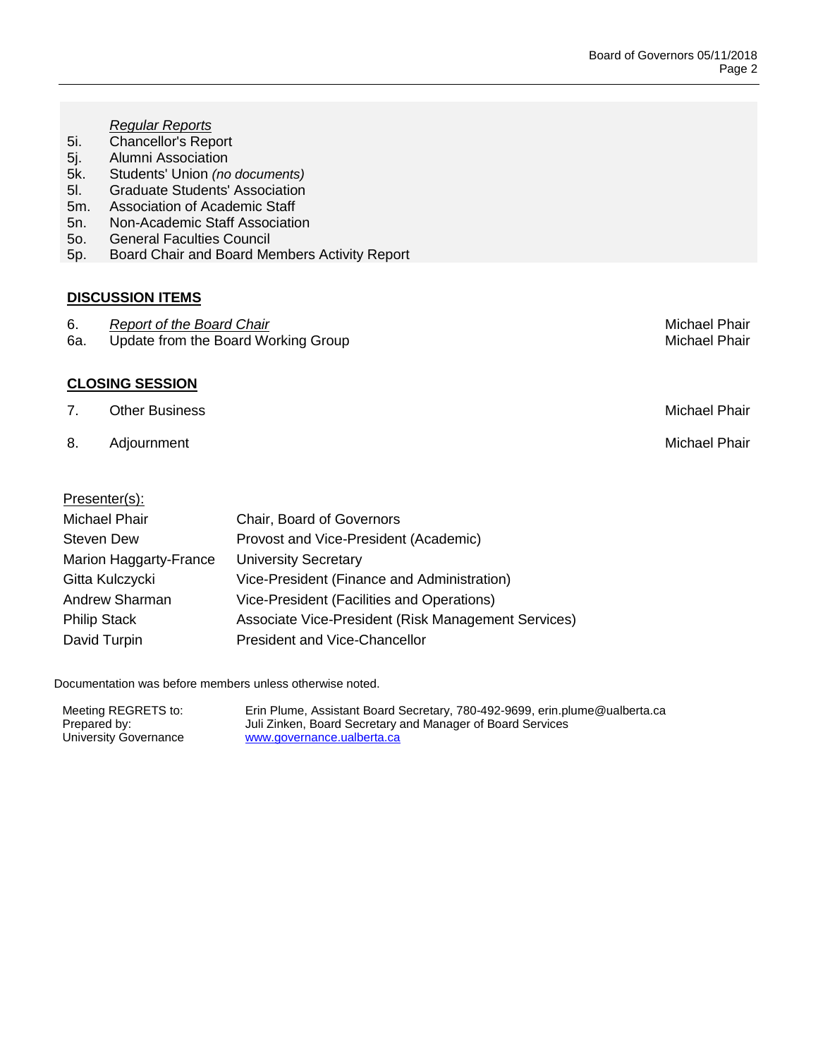*Regular Reports*

5i. Chancellor's Report
5j. Alumni Association
5k. Students' Union *(no documents)*
5l. Graduate Students' Association
5m. Association of Academic Staff
5n. Non-Academic Staff Association
5o. General Faculties Council
5p. Board Chair and Board Members Activity Report

## DISCUSSION ITEMS

6. *Report of the Board Chair* — Michael Phair
6a. Update from the Board Working Group — Michael Phair

## CLOSING SESSION

7. Other Business — Michael Phair

8. Adjournment — Michael Phair

Presenter(s):

| | |
|---|---|
| Michael Phair | Chair, Board of Governors |
| Steven Dew | Provost and Vice-President (Academic) |
| Marion Haggarty-France | University Secretary |
| Gitta Kulczycki | Vice-President (Finance and Administration) |
| Andrew Sharman | Vice-President (Facilities and Operations) |
| Philip Stack | Associate Vice-President (Risk Management Services) |
| David Turpin | President and Vice-Chancellor |

Documentation was before members unless otherwise noted.

| | |
|---|---|
| Meeting REGRETS to: | Erin Plume, Assistant Board Secretary, 780-492-9699, erin.plume@ualberta.ca |
| Prepared by: | Juli Zinken, Board Secretary and Manager of Board Services |
| University Governance | www.governance.ualberta.ca |